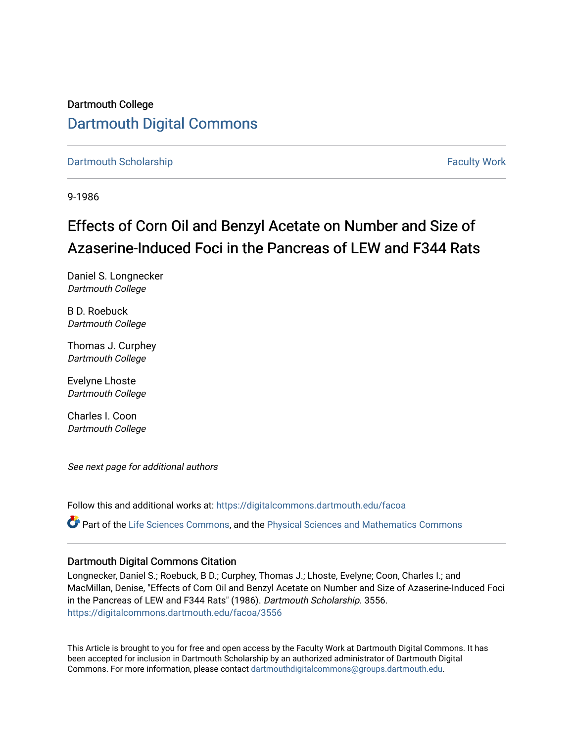Dartmouth College

# Dartmouth Digital Commons

Dartmouth Scholarship | Faculty Work

9-1986

## Effects of Corn Oil and Benzyl Acetate on Number and Size of Azaserine-Induced Foci in the Pancreas of LEW and F344 Rats

Daniel S. Longnecker
*Dartmouth College*

B D. Roebuck
*Dartmouth College*

Thomas J. Curphey
*Dartmouth College*

Evelyne Lhoste
*Dartmouth College*

Charles I. Coon
*Dartmouth College*

*See next page for additional authors*

Follow this and additional works at: https://digitalcommons.dartmouth.edu/facoa

Part of the Life Sciences Commons, and the Physical Sciences and Mathematics Commons

### Dartmouth Digital Commons Citation

Longnecker, Daniel S.; Roebuck, B D.; Curphey, Thomas J.; Lhoste, Evelyne; Coon, Charles I.; and MacMillan, Denise, "Effects of Corn Oil and Benzyl Acetate on Number and Size of Azaserine-Induced Foci in the Pancreas of LEW and F344 Rats" (1986). *Dartmouth Scholarship*. 3556.
https://digitalcommons.dartmouth.edu/facoa/3556

This Article is brought to you for free and open access by the Faculty Work at Dartmouth Digital Commons. It has been accepted for inclusion in Dartmouth Scholarship by an authorized administrator of Dartmouth Digital Commons. For more information, please contact dartmouthdigitalcommons@groups.dartmouth.edu.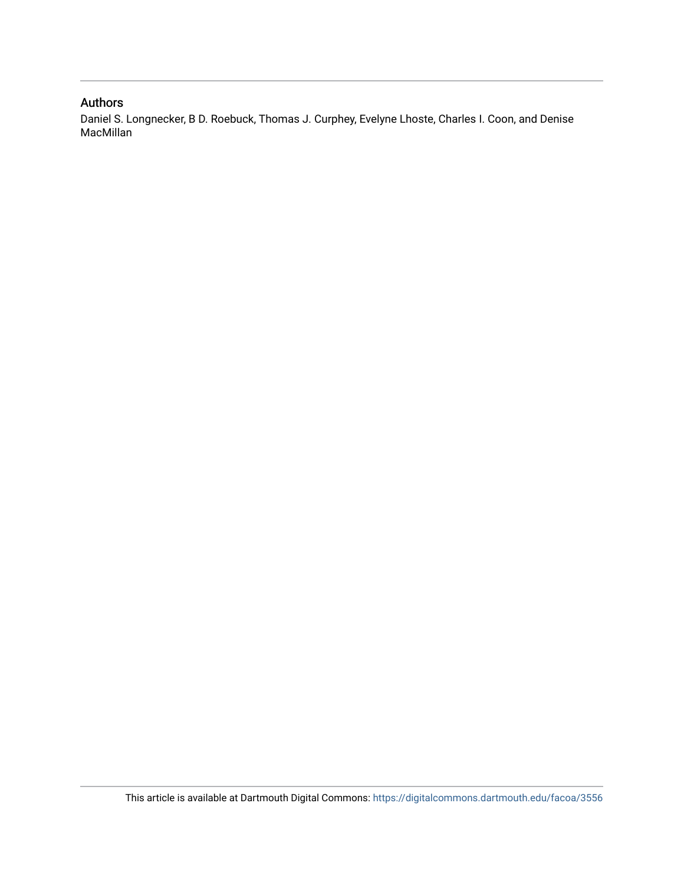## Authors

Daniel S. Longnecker, B D. Roebuck, Thomas J. Curphey, Evelyne Lhoste, Charles I. Coon, and Denise MacMillan

This article is available at Dartmouth Digital Commons: https://digitalcommons.dartmouth.edu/facoa/3556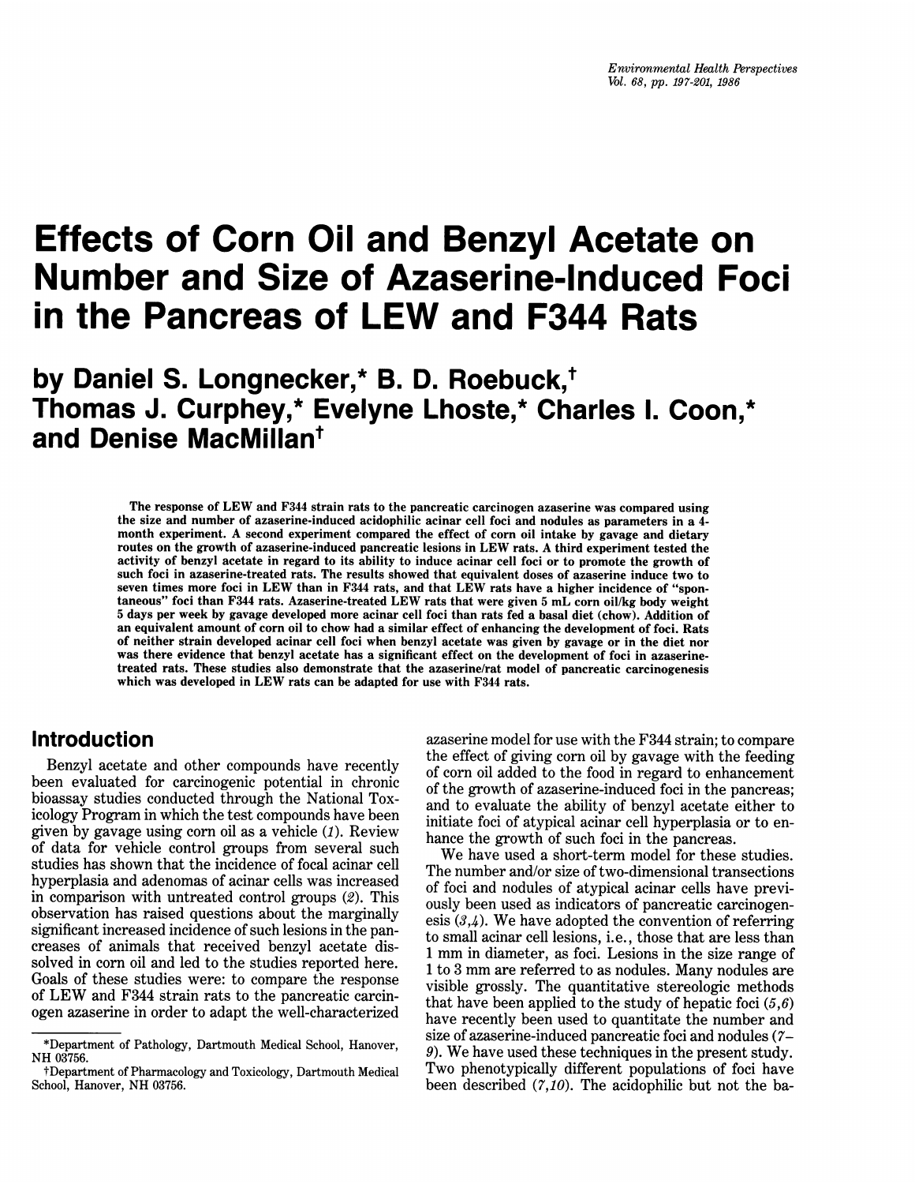# Effects of Corn Oil and Benzyl Acetate on Number and Size of Azaserine-Induced Foci in the Pancreas of LEW and F344 Rats

## by Daniel S. Longnecker,* B. D. Roebuck,† Thomas J. Curphey,* Evelyne Lhoste,* Charles I. Coon,* and Denise MacMillan†

The response of LEW and F344 strain rats to the pancreatic carcinogen azaserine was compared using the size and number of azaserine-induced acidophilic acinar cell foci and nodules as parameters in a 4-month experiment. A second experiment compared the effect of corn oil intake by gavage and dietary routes on the growth of azaserine-induced pancreatic lesions in LEW rats. A third experiment tested the activity of benzyl acetate in regard to its ability to induce acinar cell foci or to promote the growth of such foci in azaserine-treated rats. The results showed that equivalent doses of azaserine induce two to seven times more foci in LEW than in F344 rats, and that LEW rats have a higher incidence of "spontaneous" foci than F344 rats. Azaserine-treated LEW rats that were given 5 mL corn oil/kg body weight 5 days per week by gavage developed more acinar cell foci than rats fed a basal diet (chow). Addition of an equivalent amount of corn oil to chow had a similar effect of enhancing the development of foci. Rats of neither strain developed acinar cell foci when benzyl acetate was given by gavage or in the diet nor was there evidence that benzyl acetate has a significant effect on the development of foci in azaserine-treated rats. These studies also demonstrate that the azaserine/rat model of pancreatic carcinogenesis which was developed in LEW rats can be adapted for use with F344 rats.

## Introduction

Benzyl acetate and other compounds have recently been evaluated for carcinogenic potential in chronic bioassay studies conducted through the National Toxicology Program in which the test compounds have been given by gavage using corn oil as a vehicle (1). Review of data for vehicle control groups from several such studies has shown that the incidence of focal acinar cell hyperplasia and adenomas of acinar cells was increased in comparison with untreated control groups (2). This observation has raised questions about the marginally significant increased incidence of such lesions in the pancreases of animals that received benzyl acetate dissolved in corn oil and led to the studies reported here. Goals of these studies were: to compare the response of LEW and F344 strain rats to the pancreatic carcinogen azaserine in order to adapt the well-characterized azaserine model for use with the F344 strain; to compare the effect of giving corn oil by gavage with the feeding of corn oil added to the food in regard to enhancement of the growth of azaserine-induced foci in the pancreas; and to evaluate the ability of benzyl acetate either to initiate foci of atypical acinar cell hyperplasia or to enhance the growth of such foci in the pancreas.

We have used a short-term model for these studies. The number and/or size of two-dimensional transections of foci and nodules of atypical acinar cells have previously been used as indicators of pancreatic carcinogenesis (3,4). We have adopted the convention of referring to small acinar cell lesions, i.e., those that are less than 1 mm in diameter, as foci. Lesions in the size range of 1 to 3 mm are referred to as nodules. Many nodules are visible grossly. The quantitative stereologic methods that have been applied to the study of hepatic foci (5,6) have recently been used to quantitate the number and size of azaserine-induced pancreatic foci and nodules (7–9). We have used these techniques in the present study. Two phenotypically different populations of foci have been described (7,10). The acidophilic but not the ba-

*Department of Pathology, Dartmouth Medical School, Hanover, NH 03756.

†Department of Pharmacology and Toxicology, Dartmouth Medical School, Hanover, NH 03756.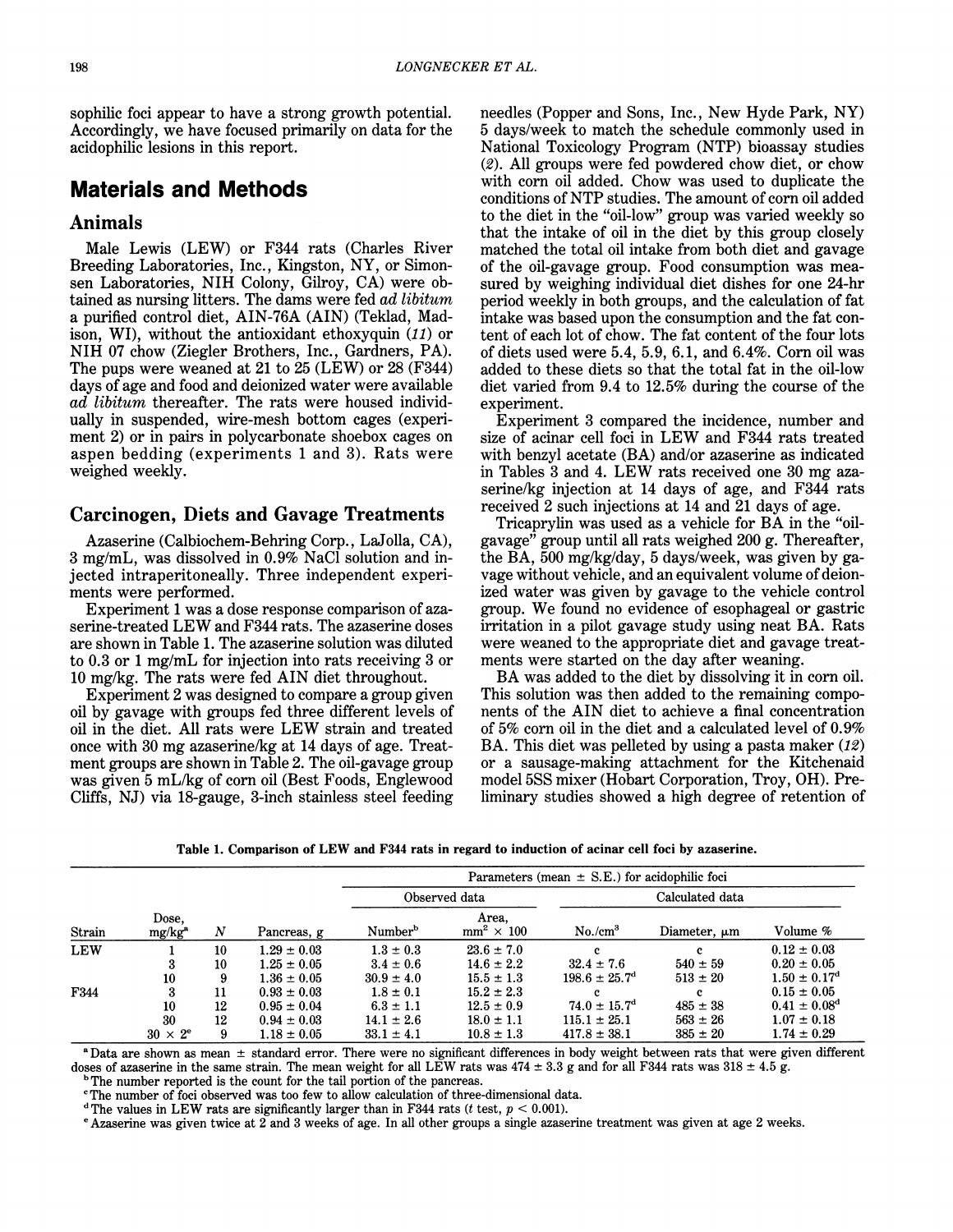sophilic foci appear to have a strong growth potential. Accordingly, we have focused primarily on data for the acidophilic lesions in this report.

## Materials and Methods

### Animals

Male Lewis (LEW) or F344 rats (Charles River Breeding Laboratories, Inc., Kingston, NY, or Simonsen Laboratories, NIH Colony, Gilroy, CA) were obtained as nursing litters. The dams were fed *ad libitum* a purified control diet, AIN-76A (AIN) (Teklad, Madison, WI), without the antioxidant ethoxyquin (*11*) or NIH 07 chow (Ziegler Brothers, Inc., Gardners, PA). The pups were weaned at 21 to 25 (LEW) or 28 (F344) days of age and food and deionized water were available *ad libitum* thereafter. The rats were housed individually in suspended, wire-mesh bottom cages (experiment 2) or in pairs in polycarbonate shoebox cages on aspen bedding (experiments 1 and 3). Rats were weighed weekly.

### Carcinogen, Diets and Gavage Treatments

Azaserine (Calbiochem-Behring Corp., LaJolla, CA), 3 mg/mL, was dissolved in 0.9% NaCl solution and injected intraperitoneally. Three independent experiments were performed.

Experiment 1 was a dose response comparison of azaserine-treated LEW and F344 rats. The azaserine doses are shown in Table 1. The azaserine solution was diluted to 0.3 or 1 mg/mL for injection into rats receiving 3 or 10 mg/kg. The rats were fed AIN diet throughout.

Experiment 2 was designed to compare a group given oil by gavage with groups fed three different levels of oil in the diet. All rats were LEW strain and treated once with 30 mg azaserine/kg at 14 days of age. Treatment groups are shown in Table 2. The oil-gavage group was given 5 mL/kg of corn oil (Best Foods, Englewood Cliffs, NJ) via 18-gauge, 3-inch stainless steel feeding needles (Popper and Sons, Inc., New Hyde Park, NY) 5 days/week to match the schedule commonly used in National Toxicology Program (NTP) bioassay studies (*2*). All groups were fed powdered chow diet, or chow with corn oil added. Chow was used to duplicate the conditions of NTP studies. The amount of corn oil added to the diet in the "oil-low" group was varied weekly so that the intake of oil in the diet by this group closely matched the total oil intake from both diet and gavage of the oil-gavage group. Food consumption was measured by weighing individual diet dishes for one 24-hr period weekly in both groups, and the calculation of fat intake was based upon the consumption and the fat content of each lot of chow. The fat content of the four lots of diets used were 5.4, 5.9, 6.1, and 6.4%. Corn oil was added to these diets so that the total fat in the oil-low diet varied from 9.4 to 12.5% during the course of the experiment.

Experiment 3 compared the incidence, number and size of acinar cell foci in LEW and F344 rats treated with benzyl acetate (BA) and/or azaserine as indicated in Tables 3 and 4. LEW rats received one 30 mg azaserine/kg injection at 14 days of age, and F344 rats received 2 such injections at 14 and 21 days of age.

Tricaprylin was used as a vehicle for BA in the "oil-gavage" group until all rats weighed 200 g. Thereafter, the BA, 500 mg/kg/day, 5 days/week, was given by gavage without vehicle, and an equivalent volume of deionized water was given by gavage to the vehicle control group. We found no evidence of esophageal or gastric irritation in a pilot gavage study using neat BA. Rats were weaned to the appropriate diet and gavage treatments were started on the day after weaning.

BA was added to the diet by dissolving it in corn oil. This solution was then added to the remaining components of the AIN diet to achieve a final concentration of 5% corn oil in the diet and a calculated level of 0.9% BA. This diet was pelleted by using a pasta maker (*12*) or a sausage-making attachment for the Kitchenaid model 5SS mixer (Hobart Corporation, Troy, OH). Preliminary studies showed a high degree of retention of

**Table 1. Comparison of LEW and F344 rats in regard to induction of acinar cell foci by azaserine.**

| | | | | Parameters (mean ± S.E.) for acidophilic foci | | | | |
|---|---|---|---|---|---|---|---|---|
| | | | | Observed data | | Calculated data | | |
| Strain | Dose, mg/kg[a] | N | Pancreas, g | Number[b] | Area, $mm^2 \times 100$ | No./$cm^3$ | Diameter, μm | Volume % |
| LEW | 1 | 10 | 1.29 ± 0.03 | 1.3 ± 0.3 | 23.6 ± 7.0 | c | c | 0.12 ± 0.03 |
| | 3 | 10 | 1.25 ± 0.05 | 3.4 ± 0.6 | 14.6 ± 2.2 | 32.4 ± 7.6 | 540 ± 59 | 0.20 ± 0.05 |
| | 10 | 9 | 1.36 ± 0.05 | 30.9 ± 4.0 | 15.5 ± 1.3 | 198.6 ± 25.7[d] | 513 ± 20 | 1.50 ± 0.17[d] |
| F344 | 3 | 11 | 0.93 ± 0.03 | 1.8 ± 0.1 | 15.2 ± 2.3 | c | c | 0.15 ± 0.05 |
| | 10 | 12 | 0.95 ± 0.04 | 6.3 ± 1.1 | 12.5 ± 0.9 | 74.0 ± 15.7[d] | 485 ± 38 | 0.41 ± 0.08[d] |
| | 30 | 12 | 0.94 ± 0.03 | 14.1 ± 2.6 | 18.0 ± 1.1 | 115.1 ± 25.1 | 563 ± 26 | 1.07 ± 0.18 |
| | 30 × 2[e] | 9 | 1.18 ± 0.05 | 33.1 ± 4.1 | 10.8 ± 1.3 | 417.8 ± 38.1 | 385 ± 20 | 1.74 ± 0.29 |

[a] Data are shown as mean ± standard error. There were no significant differences in body weight between rats that were given different doses of azaserine in the same strain. The mean weight for all LEW rats was 474 ± 3.3 g and for all F344 rats was 318 ± 4.5 g.

[b] The number reported is the count for the tail portion of the pancreas.

[c] The number of foci observed was too few to allow calculation of three-dimensional data.

[d] The values in LEW rats are significantly larger than in F344 rats (*t* test, $p < 0.001$).

[e] Azaserine was given twice at 2 and 3 weeks of age. In all other groups a single azaserine treatment was given at age 2 weeks.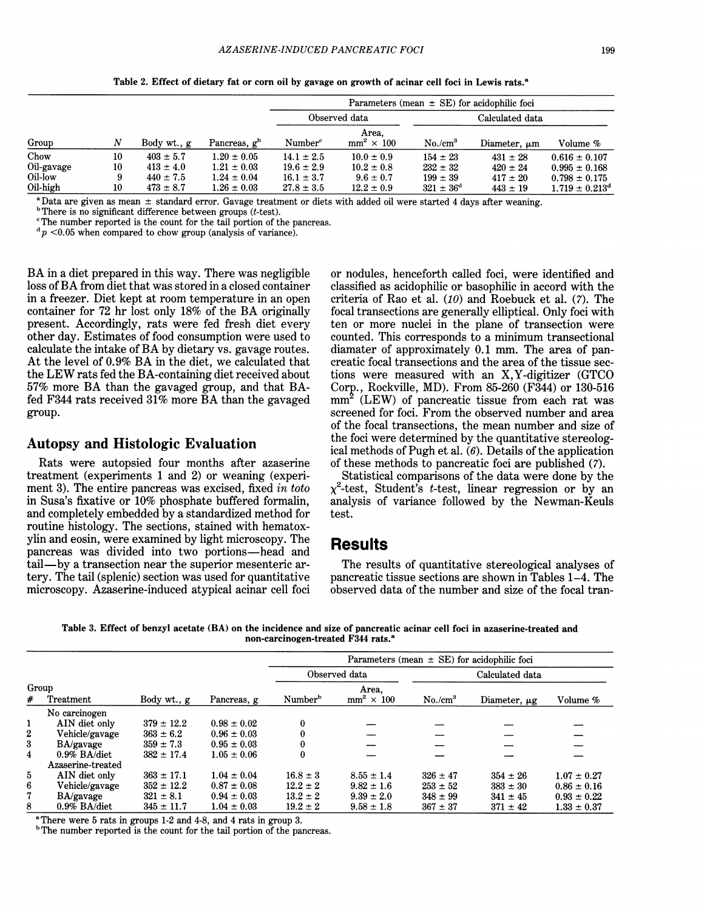Table 2. Effect of dietary fat or corn oil by gavage on growth of acinar cell foci in Lewis rats.[a]

| Group | N | Body wt., g | Pancreas, g[b] | Parameters (mean ± SE) for acidophilic foci | | | | |
|---|---|---|---|---|---|---|---|---|
| | | | | Observed data | | Calculated data | | |
| | | | | Number[c] | Area, $mm^2 \times 100$ | No./$cm^3$ | Diameter, μm | Volume % |
| Chow | 10 | 403 ± 5.7 | 1.20 ± 0.05 | 14.1 ± 2.5 | 10.0 ± 0.9 | 154 ± 23 | 431 ± 28 | 0.616 ± 0.107 |
| Oil-gavage | 10 | 413 ± 4.0 | 1.21 ± 0.03 | 19.6 ± 2.9 | 10.2 ± 0.8 | 232 ± 32 | 420 ± 24 | 0.995 ± 0.168 |
| Oil-low | 9 | 440 ± 7.5 | 1.24 ± 0.04 | 16.1 ± 3.7 | 9.6 ± 0.7 | 199 ± 39 | 417 ± 20 | 0.798 ± 0.175 |
| Oil-high | 10 | 473 ± 8.7 | 1.26 ± 0.03 | 27.8 ± 3.5 | 12.2 ± 0.9 | 321 ± 36[d] | 443 ± 19 | 1.719 ± 0.213[d] |

[a] Data are given as mean ± standard error. Gavage treatment or diets with added oil were started 4 days after weaning.
[b] There is no significant difference between groups (t-test).
[c] The number reported is the count for the tail portion of the pancreas.
[d] $p < 0.05$ when compared to chow group (analysis of variance).

BA in a diet prepared in this way. There was negligible loss of BA from diet that was stored in a closed container in a freezer. Diet kept at room temperature in an open container for 72 hr lost only 18% of the BA originally present. Accordingly, rats were fed fresh diet every other day. Estimates of food consumption were used to calculate the intake of BA by dietary vs. gavage routes. At the level of 0.9% BA in the diet, we calculated that the LEW rats fed the BA-containing diet received about 57% more BA than the gavaged group, and that BA-fed F344 rats received 31% more BA than the gavaged group.

## Autopsy and Histologic Evaluation

Rats were autopsied four months after azaserine treatment (experiments 1 and 2) or weaning (experiment 3). The entire pancreas was excised, fixed *in toto* in Susa's fixative or 10% phosphate buffered formalin, and completely embedded by a standardized method for routine histology. The sections, stained with hematoxylin and eosin, were examined by light microscopy. The pancreas was divided into two portions—head and tail—by a transection near the superior mesenteric artery. The tail (splenic) section was used for quantitative microscopy. Azaserine-induced atypical acinar cell foci or nodules, henceforth called foci, were identified and classified as acidophilic or basophilic in accord with the criteria of Rao et al. (*10*) and Roebuck et al. (*7*). The focal transections are generally elliptical. Only foci with ten or more nuclei in the plane of transection were counted. This corresponds to a minimum transectional diamater of approximately 0.1 mm. The area of pancreatic focal transections and the area of the tissue sections were measured with an X,Y-digitizer (GTCO Corp., Rockville, MD). From 85-260 (F344) or 130-516 $mm^2$ (LEW) of pancreatic tissue from each rat was screened for foci. From the observed number and area of the focal transections, the mean number and size of the foci were determined by the quantitative stereological methods of Pugh et al. (*6*). Details of the application of these methods to pancreatic foci are published (*7*).

Statistical comparisons of the data were done by the $\chi^2$-test, Student's t-test, linear regression or by an analysis of variance followed by the Newman-Keuls test.

## Results

The results of quantitative stereological analyses of pancreatic tissue sections are shown in Tables 1–4. The observed data of the number and size of the focal tran-

Table 3. Effect of benzyl acetate (BA) on the incidence and size of pancreatic acinar cell foci in azaserine-treated and non-carcinogen-treated F344 rats.[a]

| Group # | Treatment | Body wt., g | Pancreas, g | Parameters (mean ± SE) for acidophilic foci | | | | |
|---|---|---|---|---|---|---|---|---|
| | | | | Observed data | | Calculated data | | |
| | | | | Number[b] | Area, $mm^2 \times 100$ | No./$cm^3$ | Diameter, μg | Volume % |
| | No carcinogen | | | | | | | |
| 1 | AIN diet only | 379 ± 12.2 | 0.98 ± 0.02 | 0 | — | — | — | — |
| 2 | Vehicle/gavage | 363 ± 6.2 | 0.96 ± 0.03 | 0 | — | — | — | — |
| 3 | BA/gavage | 359 ± 7.3 | 0.95 ± 0.03 | 0 | — | — | — | — |
| 4 | 0.9% BA/diet | 382 ± 17.4 | 1.05 ± 0.06 | 0 | — | — | — | — |
| | Azaserine-treated | | | | | | | |
| 5 | AIN diet only | 363 ± 17.1 | 1.04 ± 0.04 | 16.8 ± 3 | 8.55 ± 1.4 | 326 ± 47 | 354 ± 26 | 1.07 ± 0.27 |
| 6 | Vehicle/gavage | 352 ± 12.2 | 0.87 ± 0.08 | 12.2 ± 2 | 9.82 ± 1.6 | 253 ± 52 | 383 ± 30 | 0.86 ± 0.16 |
| 7 | BA/gavage | 321 ± 8.1 | 0.94 ± 0.03 | 13.2 ± 2 | 9.39 ± 2.0 | 348 ± 99 | 341 ± 45 | 0.93 ± 0.22 |
| 8 | 0.9% BA/diet | 345 ± 11.7 | 1.04 ± 0.03 | 19.2 ± 2 | 9.58 ± 1.8 | 367 ± 37 | 371 ± 42 | 1.33 ± 0.37 |

[a] There were 5 rats in groups 1-2 and 4-8, and 4 rats in group 3.
[b] The number reported is the count for the tail portion of the pancreas.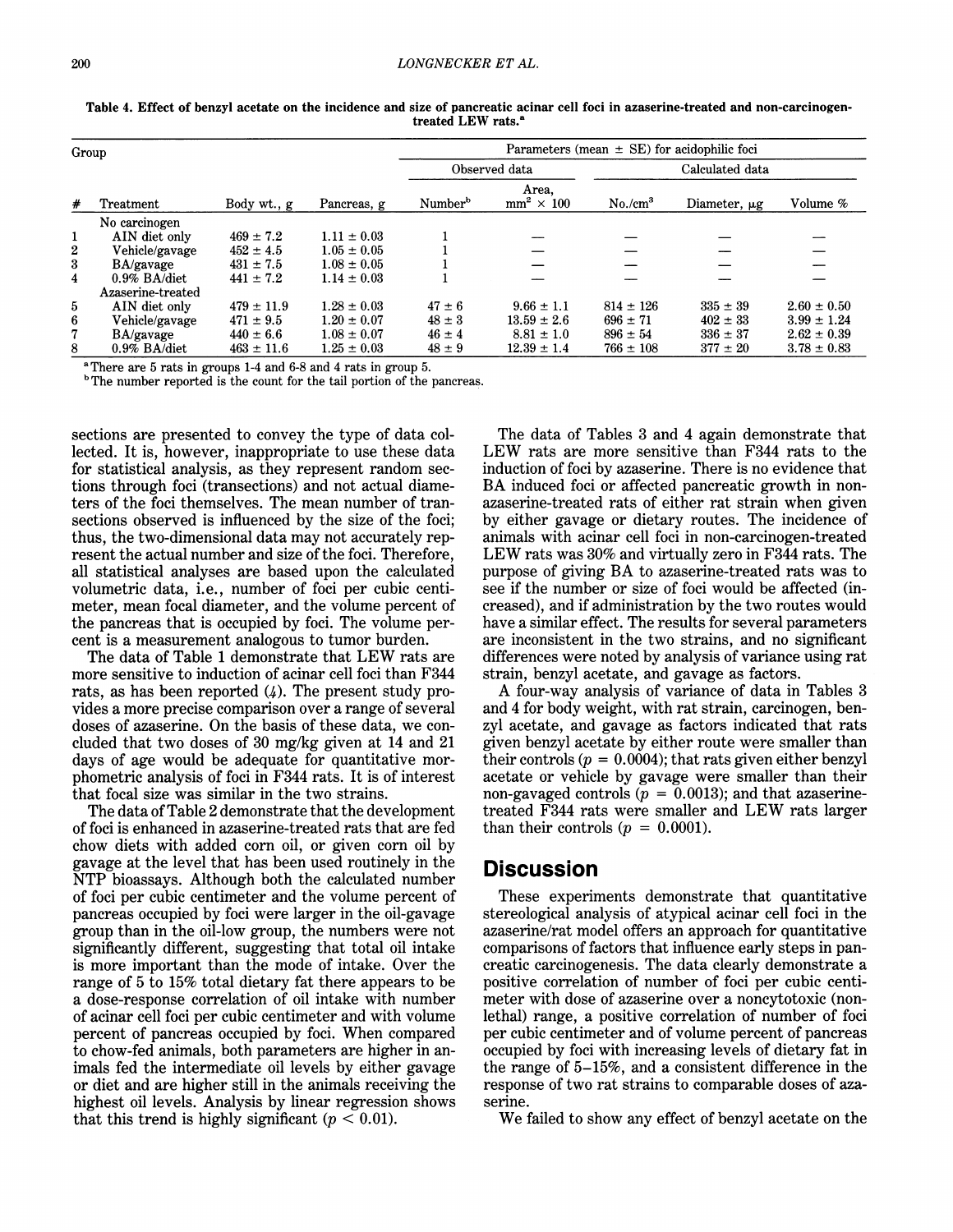Table 4. Effect of benzyl acetate on the incidence and size of pancreatic acinar cell foci in azaserine-treated and non-carcinogen-treated LEW rats.[a]

| Group | | | | Parameters (mean ± SE) for acidophilic foci | | | | |
|---|---|---|---|---|---|---|---|---|
| | | | | Observed data | | Calculated data | | |
| # | Treatment | Body wt., g | Pancreas, g | Number[b] | Area, mm² × 100 | No./cm³ | Diameter, μg | Volume % |
| | No carcinogen | | | | | | | |
| 1 | AIN diet only | 469 ± 7.2 | 1.11 ± 0.03 | 1 | — | — | — | — |
| 2 | Vehicle/gavage | 452 ± 4.5 | 1.05 ± 0.05 | 1 | — | — | — | — |
| 3 | BA/gavage | 431 ± 7.5 | 1.08 ± 0.05 | 1 | — | — | — | — |
| 4 | 0.9% BA/diet | 441 ± 7.2 | 1.14 ± 0.03 | 1 | — | — | — | — |
| | Azaserine-treated | | | | | | | |
| 5 | AIN diet only | 479 ± 11.9 | 1.28 ± 0.03 | 47 ± 6 | 9.66 ± 1.1 | 814 ± 126 | 335 ± 39 | 2.60 ± 0.50 |
| 6 | Vehicle/gavage | 471 ± 9.5 | 1.20 ± 0.07 | 48 ± 3 | 13.59 ± 2.6 | 696 ± 71 | 402 ± 33 | 3.99 ± 1.24 |
| 7 | BA/gavage | 440 ± 6.6 | 1.08 ± 0.07 | 46 ± 4 | 8.81 ± 1.0 | 896 ± 54 | 336 ± 37 | 2.62 ± 0.39 |
| 8 | 0.9% BA/diet | 463 ± 11.6 | 1.25 ± 0.03 | 48 ± 9 | 12.39 ± 1.4 | 766 ± 108 | 377 ± 20 | 3.78 ± 0.83 |

[a] There are 5 rats in groups 1-4 and 6-8 and 4 rats in group 5.

[b] The number reported is the count for the tail portion of the pancreas.

sections are presented to convey the type of data collected. It is, however, inappropriate to use these data for statistical analysis, as they represent random sections through foci (transections) and not actual diameters of the foci themselves. The mean number of transections observed is influenced by the size of the foci; thus, the two-dimensional data may not accurately represent the actual number and size of the foci. Therefore, all statistical analyses are based upon the calculated volumetric data, i.e., number of foci per cubic centimeter, mean focal diameter, and the volume percent of the pancreas that is occupied by foci. The volume percent is a measurement analogous to tumor burden.

The data of Table 1 demonstrate that LEW rats are more sensitive to induction of acinar cell foci than F344 rats, as has been reported (4). The present study provides a more precise comparison over a range of several doses of azaserine. On the basis of these data, we concluded that two doses of 30 mg/kg given at 14 and 21 days of age would be adequate for quantitative morphometric analysis of foci in F344 rats. It is of interest that focal size was similar in the two strains.

The data of Table 2 demonstrate that the development of foci is enhanced in azaserine-treated rats that are fed chow diets with added corn oil, or given corn oil by gavage at the level that has been used routinely in the NTP bioassays. Although both the calculated number of foci per cubic centimeter and the volume percent of pancreas occupied by foci were larger in the oil-gavage group than in the oil-low group, the numbers were not significantly different, suggesting that total oil intake is more important than the mode of intake. Over the range of 5 to 15% total dietary fat there appears to be a dose-response correlation of oil intake with number of acinar cell foci per cubic centimeter and with volume percent of pancreas occupied by foci. When compared to chow-fed animals, both parameters are higher in animals fed the intermediate oil levels by either gavage or diet and are higher still in the animals receiving the highest oil levels. Analysis by linear regression shows that this trend is highly significant ($p < 0.01$).

The data of Tables 3 and 4 again demonstrate that LEW rats are more sensitive than F344 rats to the induction of foci by azaserine. There is no evidence that BA induced foci or affected pancreatic growth in non-azaserine-treated rats of either rat strain when given by either gavage or dietary routes. The incidence of animals with acinar cell foci in non-carcinogen-treated LEW rats was 30% and virtually zero in F344 rats. The purpose of giving BA to azaserine-treated rats was to see if the number or size of foci would be affected (increased), and if administration by the two routes would have a similar effect. The results for several parameters are inconsistent in the two strains, and no significant differences were noted by analysis of variance using rat strain, benzyl acetate, and gavage as factors.

A four-way analysis of variance of data in Tables 3 and 4 for body weight, with rat strain, carcinogen, benzyl acetate, and gavage as factors indicated that rats given benzyl acetate by either route were smaller than their controls ($p = 0.0004$); that rats given either benzyl acetate or vehicle by gavage were smaller than their non-gavaged controls ($p = 0.0013$); and that azaserine-treated F344 rats were smaller and LEW rats larger than their controls ($p = 0.0001$).

## Discussion

These experiments demonstrate that quantitative stereological analysis of atypical acinar cell foci in the azaserine/rat model offers an approach for quantitative comparisons of factors that influence early steps in pancreatic carcinogenesis. The data clearly demonstrate a positive correlation of number of foci per cubic centimeter with dose of azaserine over a noncytotoxic (nonlethal) range, a positive correlation of number of foci per cubic centimeter and of volume percent of pancreas occupied by foci with increasing levels of dietary fat in the range of 5–15%, and a consistent difference in the response of two rat strains to comparable doses of azaserine.

We failed to show any effect of benzyl acetate on the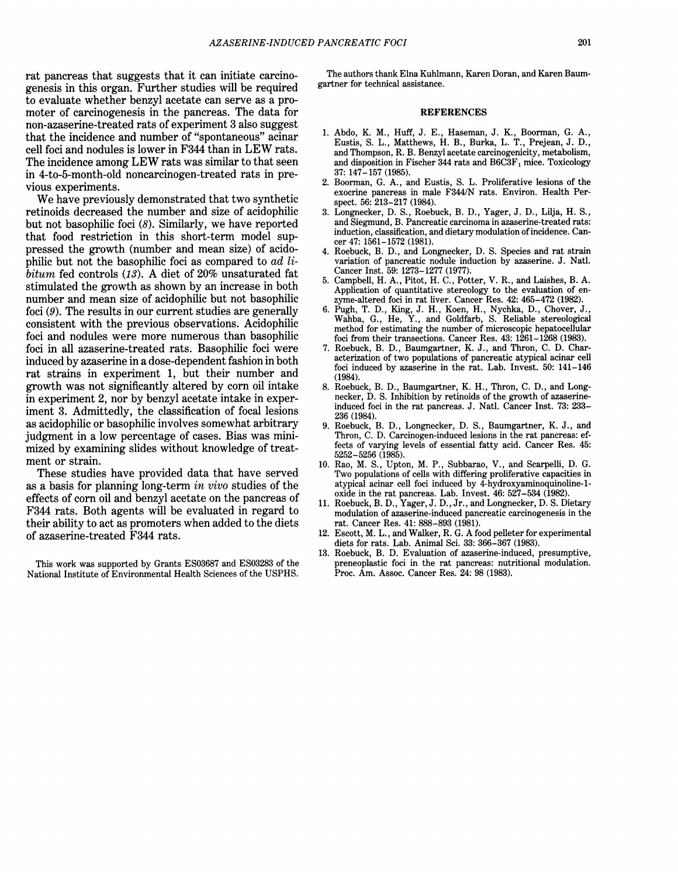rat pancreas that suggests that it can initiate carcinogenesis in this organ. Further studies will be required to evaluate whether benzyl acetate can serve as a promoter of carcinogenesis in the pancreas. The data for non-azaserine-treated rats of experiment 3 also suggest that the incidence and number of "spontaneous" acinar cell foci and nodules is lower in F344 than in LEW rats. The incidence among LEW rats was similar to that seen in 4-to-5-month-old noncarcinogen-treated rats in previous experiments.

We have previously demonstrated that two synthetic retinoids decreased the number and size of acidophilic but not basophilic foci (8). Similarly, we have reported that food restriction in this short-term model suppressed the growth (number and mean size) of acidophilic but not the basophilic foci as compared to *ad libitum* fed controls (13). A diet of 20% unsaturated fat stimulated the growth as shown by an increase in both number and mean size of acidophilic but not basophilic foci (9). The results in our current studies are generally consistent with the previous observations. Acidophilic foci and nodules were more numerous than basophilic foci in all azaserine-treated rats. Basophilic foci were induced by azaserine in a dose-dependent fashion in both rat strains in experiment 1, but their number and growth was not significantly altered by corn oil intake in experiment 2, nor by benzyl acetate intake in experiment 3. Admittedly, the classification of focal lesions as acidophilic or basophilic involves somewhat arbitrary judgment in a low percentage of cases. Bias was minimized by examining slides without knowledge of treatment or strain.

These studies have provided data that have served as a basis for planning long-term *in vivo* studies of the effects of corn oil and benzyl acetate on the pancreas of F344 rats. Both agents will be evaluated in regard to their ability to act as promoters when added to the diets of azaserine-treated F344 rats.

This work was supported by Grants ES03687 and ES03283 of the National Institute of Environmental Health Sciences of the USPHS.

The authors thank Elna Kuhlmann, Karen Doran, and Karen Baumgartner for technical assistance.

## REFERENCES

1. Abdo, K. M., Huff, J. E., Haseman, J. K., Boorman, G. A., Eustis, S. L., Matthews, H. B., Burka, L. T., Prejean, J. D., and Thompson, R. B. Benzyl acetate carcinogenicity, metabolism, and disposition in Fischer 344 rats and B6C3F$_1$ mice. Toxicology 37: 147–157 (1985).
2. Boorman, G. A., and Eustis, S. L. Proliferative lesions of the exocrine pancreas in male F344/N rats. Environ. Health Perspect. 56: 213–217 (1984).
3. Longnecker, D. S., Roebuck, B. D., Yager, J. D., Lilja, H. S., and Siegmund, B. Pancreatic carcinoma in azaserine-treated rats: induction, classification, and dietary modulation of incidence. Cancer 47: 1561–1572 (1981).
4. Roebuck, B. D., and Longnecker, D. S. Species and rat strain variation of pancreatic nodule induction by azaserine. J. Natl. Cancer Inst. 59: 1273–1277 (1977).
5. Campbell, H. A., Pitot, H. C., Potter, V. R., and Laishes, B. A. Application of quantitative stereology to the evaluation of enzyme-altered foci in rat liver. Cancer Res. 42: 465–472 (1982).
6. Pugh, T. D., King, J. H., Koen, H., Nychka, D., Chover, J., Wahba, G., He, Y., and Goldfarb, S. Reliable stereological method for estimating the number of microscopic hepatocellular foci from their transections. Cancer Res. 43: 1261–1268 (1983).
7. Roebuck, B. D., Baumgartner, K. J., and Thron, C. D. Characterization of two populations of pancreatic atypical acinar cell foci induced by azaserine in the rat. Lab. Invest. 50: 141–146 (1984).
8. Roebuck, B. D., Baumgartner, K. H., Thron, C. D., and Longnecker, D. S. Inhibition by retinoids of the growth of azaserine-induced foci in the rat pancreas. J. Natl. Cancer Inst. 73: 233–236 (1984).
9. Roebuck, B. D., Longnecker, D. S., Baumgartner, K. J., and Thron, C. D. Carcinogen-induced lesions in the rat pancreas: effects of varying levels of essential fatty acid. Cancer Res. 45: 5252–5256 (1985).
10. Rao, M. S., Upton, M. P., Subbarao, V., and Scarpelli, D. G. Two populations of cells with differing proliferative capacities in atypical acinar cell foci induced by 4-hydroxyaminoquinoline-1-oxide in the rat pancreas. Lab. Invest. 46: 527–534 (1982).
11. Roebuck, B. D., Yager, J. D., Jr., and Longnecker, D. S. Dietary modulation of azaserine-induced pancreatic carcinogenesis in the rat. Cancer Res. 41: 888–893 (1981).
12. Escott, M. L., and Walker, R. G. A food pelleter for experimental diets for rats. Lab. Animal Sci. 33: 366–367 (1983).
13. Roebuck, B. D. Evaluation of azaserine-induced, presumptive, preneoplastic foci in the rat pancreas: nutritional modulation. Proc. Am. Assoc. Cancer Res. 24: 98 (1983).